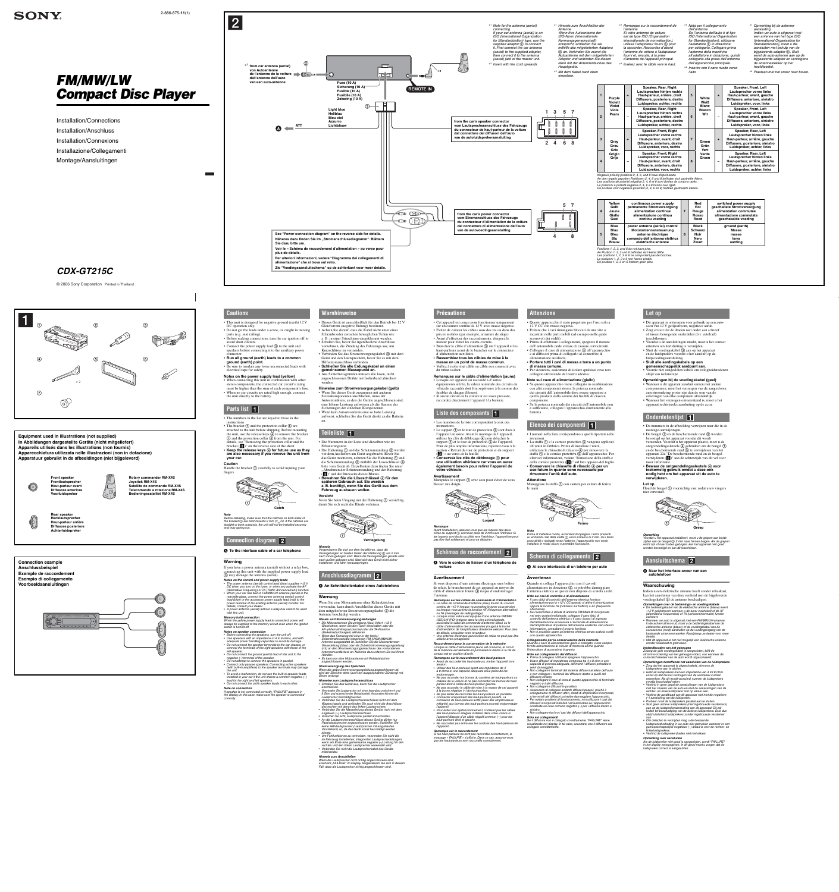SONY

2-886-875-11(1)

# FM/MW/LW Compact Disc Player

Installation/Connections
Installation/Anschluss
Installation/Connexions
Installazione/Collegamenti
Montage/Aansluitingen

## CDX-GT215C

© 2006 Sony Corporation Printed in Thailand

**1**

Equipment used in illustrations (not supplied)
In Abbildungen dargestellte Geräte (nicht mitgeliefert)
Appareils utilisés dans les illustrations (non fournis)
Apparecchiatura utilizzata nelle illustrazioni (non in dotazione)
Apparatuur gebruikt in de afbeeldingen (niet bijgeleverd)

Front speaker
Frontlautsprecher
Haut-parleur avant
Diffusore anteriore
Voorluidspreker

Rotary commander RM-X4S
Joystick RM-X4S
Satellite de commande RM-X4S
Telecomando a rotazione RM-X4S
Bedieningssatelliet RM-X4S

Rear speaker
Hecklautsprecher
Haut-parleur arrière
Diffusore posteriore
Achterluidspreker

Connection example
Anschlussbeispiel
Exemple de raccordement
Esempio di collegamento
Voorbeeldaansluitingen

**2**

*1 from car antenna (aerial)
von Autoantenne
de l'antenne de la voiture
dall'antenna dell'auto
van een auto-antenne

Fuse (10 A)
Sicherung (10 A)
Fusible (10 A)
Fusibile (10 A)
Zekering (10 A)

REMOTE IN

Light blue
Hellblau
Bleu ciel
Azzurro
Lichtblauw

ATT

from the car's speaker connector
vom Lautsprecheranschluss des Fahrzeugs
du connecteur de haut-parleur de la voiture
dal connettore dei diffusori dell'auto
van de autoluidsprekersaansluiting

from the car's power connector
vom Stromanschluss des Fahrzeugs
du connecteur d'alimentation de la voiture
dal connettore di alimentazione dell'auto
van de autovoedingsaansluiting

See "Power connection diagram" on the reverse side for details.
Näheres dazu finden Sie im „Stromanschlussdiagramm". Blättern Sie dazu bitte um.
Voir le « Schéma de raccordement d'alimentation » au verso pour plus de détails.
Per ulteriori informazioni, vedere "Diagramma dei collegamenti di alimentazione" che si trova sul retro.
Zie "Voedingsaansluitschema" op de achterkant voor meer details.

*1 Note for the antenna (aerial) connecting
If your car antenna (aerial) is an ISO (International Organization for Standardization) type, use the supplied adapter ② to connect it. First connect the car antenna (aerial) to the supplied adapter, then connect it to the antenna (aerial) jack of the master unit.
*2 Insert with the cord upwards.

*1 Hinweis zum Anschließen der Antenne
Wenn Ihre Autoantenne der ISO-Norm (Internationale Normungsgemeinschaft) entspricht, schließen Sie sie mithilfe des mitgelieferten Adapters ② an. Verbinden Sie zuerst die Autoantenne mit dem mitgelieferten Adapter und verbinden Sie diesen dann mit der Antennenbuchse des Hauptgeräts.
*2 Mit dem Kabel nach oben einsetzen.

*1 Remarque sur le raccordement de l'antenne
Si votre antenne de voiture est de type ISO (Organisation internationale de normalisation), utilisez l'adaptateur fourni ② pour la raccorder. Raccordez d'abord l'antenne de voiture à l'adaptateur fourni et, ensuite, à la prise d'antenne de l'appareil principal.
*2 Insérez avec le câble vers le haut.

*1 Nota per il collegamento dell'antenna
Se l'antenna dell'auto è di tipo ISO (International Organization for Standardization), utilizzare l'adattatore ② in dotazione per collegarla. Collegare prima l'antenna della macchina all'adattatore in dotazione, quindi collegarla alla presa dell'antenna dell'apparecchio principale.
*2 Inserire con il cavo rivolto verso l'alto.

*1 Opmerking bij de antenne-aansluiting
Indien uw auto is uitgerust met een antenne van het type ISO (International Organisation for Standardization), moet u de bijgeleverde adapter ② . Sluit eerst de auto-antenne aan op de bijgeleverde adapter en vervolgens de antenneaansluiter op het hoofdtoestel.
*2 Plaatsen met het snoer naar boven.

| Pos. | Color | Pol. | Function | Pos. | Color | Pol. | Function |
|---|---|---|---|---|---|---|---|
| 1 | Purple / Violett / Violet / Viola / Paars | + | Speaker, Rear, Right / Lautsprecher hinten rechts / Haut-parleur, arrière, droit / Diffusore, posteriore, destro / Luidspreker, achter, rechts | 5 | White / Weiß / Blanc / Bianco / Wit | + | Speaker, Front, Left / Lautsprecher vorne links / Haut-parleur, avant, gauche / Diffusore, anteriore, sinistro / Luidspreker, voor, links |
| 2 | | – | Speaker, Rear, Right / Lautsprecher hinten rechts / Haut-parleur, arrière, droit / Diffusore, posteriore, destro / Luidspreker, achter, rechts | 6 | | – | Speaker, Front, Left / Lautsprecher vorne links / Haut-parleur, avant, gauche / Diffusore, anteriore, sinistro / Luidspreker, voor, links |
| 3 | Gray / Grau / Gris / Grigio / Grijs | + | Speaker, Front, Right / Lautsprecher vorne rechts / Haut-parleur, avant, droit / Diffusore, anteriore, destro / Luidspreker, voor, rechts | 7 | Green / Grün / Vert / Verde / Groen | + | Speaker, Rear, Left / Lautsprecher hinten links / Haut-parleur, arrière, gauche / Diffusore, posteriore, sinistro / Luidspreker, achter, links |
| 4 | | – | Speaker, Front, Right / Lautsprecher vorne rechts / Haut-parleur, avant, droit / Diffusore, anteriore, destro / Luidspreker, voor, rechts | 8 | | – | Speaker, Rear, Left / Lautsprecher hinten links / Haut-parleur, arrière, gauche / Diffusore, posteriore, sinistro / Luidspreker, achter, links |

*Negative polarity positions 2, 4, 6, and 8 have striped leads.*
*An den negativ gepolten Positionen 2, 4, 6 und 8 befinden sich gestreifte Adern.*
*Les positions de polarité négative 2, 4, 6 et 8 sont dotées de cordons rayés.*
*Le posizioni a polarità negativa 2, 4, 6 e 8 hanno cavi rigati.*
*De posities voor negatieve polariteit (2, 4, 6 en 8) hebben gestreepte kabels.*

| Pos. | Color | Function | Pos. | Color | Function |
|---|---|---|---|---|---|
| 4 | Yellow / Gelb / Jaune / Giallo / Geel | continuous power supply / permanente Stromversorgung / alimentation continue / alimentazione continua / continu voeding | 7 | Red / Rot / Rouge / Rosso / Rood | switched power supply / geschaltete Stromversorgung / alimentation commutée / alimentazione commutata / geschakelde voeding |
| 5 | Blue / Blau / Bleu / Blu / Blauw | power antenna (aerial) control / Motorantennensteuerung / antenne électrique / comando dell'antenna elettrica / elektrische antenne | 8 | Black / Schwarz / Noir / Nero / Zwart | ground (earth) / Masse / masse / terra / aarding |

*Positions 1, 2, 3, and 6 do not have pins.*
*An Position 1, 2, 3 und 6 befinden sich keine Stifte.*
*Les positions 1, 2, 3 et 6 ne comportent pas de broches.*
*Le posizioni 1, 2, 3 e 6 non hanno piedini.*
*De posities 1, 2, 3 en 6 hebben geen pins.*

## Cautions

- This unit is designed for negative ground (earth) 12 V DC operation only.
- Do not get the leads under a screw, or caught in moving parts (e.g. seat railing).
- Before making connections, turn the car ignition off to avoid short circuits.
- Connect the power supply lead ③ to the unit and speakers before connecting it to the auxiliary power connector.
- **Run all ground (earth) leads to a common ground (earth) point.**
- Be sure to insulate any loose unconnected leads with electrical tape for safety.

**Notes on the power supply lead (yellow)**
- When connecting this unit in combination with other stereo components, the connected car circuit's rating must be higher than the sum of each component's fuse.
- When no car circuits are rated high enough, connect the unit directly to the battery.

## Parts list 1

- The numbers in the list are keyed to those in the instructions.
- The bracket ① and the protection collar ⑤ are attached to the unit before shipping. Before mounting the unit, use the release keys ④ to remove the bracket ① and the protection collar ⑤ from the unit. For details, see "Removing the protection collar and the bracket (3)" on the reverse side of the sheet.
- **Keep the release keys ④ for future use as they are also necessary if you remove the unit from your car.**

**Caution**
Handle the bracket ① carefully to avoid injuring your fingers.

Catch

*Note*
*Before installing, make sure that the catches on both sides of the bracket ① are bent inwards 2 mm (3/32 in). If the catches are straight or bent outwards, the unit will not be installed securely and may spring out.*

## Connection diagram 2

**A To the interface cable of a car telephone**

### Warning

If you have a power antenna (aerial) without a relay box, connecting this unit with the supplied power supply lead ③ may damage the antenna (aerial).

***Notes on the control and power supply leads***
- *The power antenna (aerial) control lead (blue) supplies +12 V DC when you turn on the tuner, or when you activate the AF (Alternative Frequency) or TA (Traffic Announcement) function.*
- *When your car has built-in FM/MW/LW antenna (aerial) in the rear/side glass, connect the power antenna (aerial) control lead (blue) or the accessory power supply lead (red) to the power terminal of the existing antenna (aerial) booster. For details, consult your dealer.*
- *A power antenna (aerial) without a relay box cannot be used with this unit.*

***Memory hold connection***
*When the yellow power supply lead is connected, power will always be supplied to the memory circuit even when the ignition switch is turned off.*

***Notes on speaker connection***
- *Before connecting the speakers, turn the unit off.*
- *Use speakers with an impedance of 4 to 8 ohms, and with adequate power handling capacities to avoid its damage.*
- *Do not connect the speaker terminals to the car chassis, or connect the terminals of the right speakers with those of the left speaker.*
- *Do not connect the ground (earth) lead of this unit to the negative (–) terminal of the speaker.*
- *Do not attempt to connect the speakers in parallel.*
- *Connect only passive speakers. Connecting active speakers (with built-in amplifiers) to the speaker terminals may damage the unit.*
- *To avoid a malfunction, do not use the built-in speaker leads installed in your car if the unit shares a common negative (–) lead for the right and left speakers.*
- *Do not connect the unit's speaker leads to each other.*

***Note on connection***
*If speaker is not connected correctly, "FAILURE" appears in the display. In this case, make sure the speaker is connected correctly.*

## Warnhinweise

- Dieses Gerät ist ausschließlich für den Betrieb bei 12 V Gleichstrom (negative Erdung) bestimmt.
- Achten Sie darauf, dass die Kabel nicht unter einer Schraube oder zwischen beweglichen Teilen wie z. B. in einer Sitzschiene eingeklemmt werden.
- Schalten Sie, bevor Sie irgendwelche Anschlüsse vornehmen, die Zündung des Fahrzeugs aus, um Kurzschlüsse zu vermeiden.
- Verbinden Sie das Stromversorgungskabel ③ mit dem Gerät und den Lautsprechern, bevor Sie es mit dem Hilfsstromanschluss verbinden.
- **Schließen Sie alle Erdungskabel an einen gemeinsamen Massepunkt an.**
- Aus Sicherheitsgründen müssen alle losen, nicht angeschlossenen Drähte mit Isolierband abisoliert werden.

**Hinweise zum Stromversorgungskabel (gelb)**
- Wenn Sie dieses Gerät zusammen mit anderen Stereokomponenten anschließen, muss der Autostromkreis, an den die Geräte angeschlossen sind, eine höhere Leistung aufweisen als die Summe der Sicherungen der einzelnen Komponenten.
- Wenn kein Autostromkreis eine so hohe Leistung aufweist, schließen Sie das Gerät direkt an die Batterie an.

## Teileliste 1

- Die Nummern in der Liste sind dieselben wie im Erläuterungstext.
- Die Halterung ① und die Schutzumrandung ⑤ werden vor dem Ausliefern am Gerät angebracht. Bevor Sie das Gerät montieren, nehmen Sie die Halterung ① und die Schutzumrandung ⑤ mithilfe der Löseschlüssel ④ bitte vom Gerät ab. Einzelheiten dazu finden Sie unter „Abnehmen der Schutzumrandung und der Halterung (3)" auf der Rückseite dieses Blatts.
- **Bewahren Sie die Löseschlüssel ④ für den späteren Gebrauch auf. Sie werden z. B. benötigt, wenn Sie das Gerät aus dem Fahrzeug ausbauen wollen.**

**Vorsicht**
Seien Sie beim Umgang mit der Halterung ① vorsichtig, damit Sie sich nicht die Hände verletzen.

Verriegelung

*Hinweis*
*Vergewissern Sie sich vor dem Installieren, dass die Verriegelungen an beiden Seiten der Halterung ① um 2 mm nach innen gebogen sind. Wenn die Verriegelungen gerade oder nach außen gebogen sind, lässt sich das Gerät nicht sicher installieren und kann herausspringen.*

## Anschlussdiagramm 2

**A An Schnittstellenkabel eines Autotelefons**

### Warnung

Wenn Sie eine Motorantenne ohne Relaisleiste verwenden, kann durch Anschließen dieses Geräts mit dem mitgelieferten Stromversorgungskabel ③ die Antenne beschädigt werden.

***Steuer- und Stromversorgungsleitungen***
- *Die Motorantennen-Steuerleitung (blau) liefert +12 V Gleichstrom, wenn Sie den Tuner einschalten oder die AF- (Alternativfrequenzen) oder die TA-Funktion (Verkehrsdurchsagen) aktivieren.*
- *Wenn das Fahrzeug mit einer in der Heck-/Seitenfensterscheibe integrierten FM-/MW-/LW-Antenne ausgestattet ist, schließen Sie die Motorantennen-Steuerleitung (blau) oder die Zubehörstromversorgungsleitung (rot) an den Stromversorgungsanschluss des vorhandenen Antennenverstärkers an. Näheres dazu erfahren Sie bei Ihrem Händler.*
- *Es kann nur eine Motorantenne mit Relaisleisten angeschlossen werden.*

***Stromversorgung des Speichers***
*Wenn die gelbe Stromversorgungsleitung angeschlossen ist, wird der Speicher stets (auch bei ausgeschalteter Zündung) mit Strom versorgt.*

***Hinweise zum Lautsprecheranschluss***
- *Schalten Sie das Gerät aus, bevor Sie die Lautsprecher anschließen.*
- *Verwenden Sie Lautsprecher mit einer Impedanz zwischen 4 und 8 Ohm und ausreichender Belastbarkeit. Ansonsten können die Lautsprecher beschädigt werden.*
- *Verbinden Sie die Lautsprecheranschlüsse nicht mit dem Wagenchassis und verbinden Sie auch nicht die Anschlüsse des rechten mit denen des linken Lautsprechers.*
- *Verbinden Sie die Masseleitung dieses Geräts nicht mit dem negativen (–) Lautsprecheranschluss.*
- *Versuchen Sie nicht, Lautsprecher parallel anzuschließen.*
- *An die Lautsprecheranschlüsse dieses Geräts dürfen nur Passivlautsprecher angeschlossen werden. Schließen Sie keine Aktivlautsprecher (Lautsprecher mit eingebauten Verstärkern) an, da das Gerät sonst beschädigt werden könnte.*
- *Um Fehlfunktionen zu vermeiden, verwenden Sie nicht die im Fahrzeug installierten, integrierten Lautsprecherleitungen, wenn am Ende eine gemeinsame negative (–) Leitung für den rechten und den linken Lautsprecher verwendet wird.*
- *Verbinden Sie nicht die Lautsprecherkabel des Geräts miteinander.*

***Hinweis zum Anschließen***
*Wenn die Lautsprecher nicht richtig angeschlossen sind, erscheint „FAILURE" im Display. Vergewissern Sie sich in diesem Fall, dass die Lautsprecher richtig angeschlossen sind.*

## Précautions

- Cet appareil est conçu pour fonctionner uniquement sur un courant continu de 12 V avec masse négative.
- Evitez de coincer les câbles sous des vis ou dans des pièces mobiles (par exemple, armature de siège).
- Avant d'effectuer des raccordements, éteignez le moteur pour éviter les courts-circuits.
- Branchez le câble d'alimentation ③ sur l'appareil et les haut-parleurs avant de le brancher sur le connecteur d'alimentation auxiliaire.
- **Rassemblez tous les câbles de mise à la masse en un point de masse commun.**
- Veillez à isoler tout câble ou câble non connecté avec du ruban isolant.

**Remarques sur le câble d'alimentation (jaune)**
- Lorsque cet appareil est raccordé à d'autres équipements stéréo, la valeur nominale des circuits du véhicule raccordés doit être supérieure à la somme des fusibles de chaque élément.
- Si aucun circuit de la voiture n'est assez puissant, raccordez directement l'appareil à la batterie.

## Liste des composants 1

- Les numéros de la liste correspondent à ceux des instructions.
- Le support ① et le tour de protection ⑤ sont fixés à l'appareil en usine. Avant le montage de l'appareil, utilisez les clés de déblocage ④ pour détacher le support ① et le tour de protection ⑤ de l'appareil. Pour de plus amples informations, reportez-vous à la section « Retrait du tour de protection et du support (3) » au verso de la feuille.
- **Conservez les clés de déblocage ④ pour une utilisation ultérieure car vous en aurez également besoin pour retirer l'appareil de votre véhicule.**

**Avertissement**
Manipulez le support ① avec soin pour éviter de vous blesser aux doigts.

Loquet

*Remarque*
*Avant l'installation, assurez-vous que les loquets des deux côtés du support ① sont bien pliés de 2 mm vers l'intérieur. Si les loquets sont droits ou pliés vers l'extérieur, l'appareil ne peut pas être fixé solidement et peut se détacher.*

## Schémas de raccordement 2

**A Vers le cordon de liaison d'un téléphone de voiture**

### Avertissement

Si vous disposez d'une antenne électrique sans boîtier de relais, le branchement de cet appareil au moyen du câble d'alimentation fourni ③ risque d'endommager l'antenne.

***Remarques sur les câbles de commande et d'alimentation***
- *Le câble de commande d'antenne (bleu) fournit du courant continu de +12 V lorsque vous mettez le tuner sous tension ou lorsque vous activez la fonction AF (fréquence alternative) ou TA (messages de radioguidage).*
- *Lorsque votre voiture est équipée d'une antenne FM/MW (PO)/LW (GO) intégrée dans la vitre arrière/latérale, raccordez le câble de commande d'antenne (bleu) ou le câble d'alimentation des accessoires (rouge) à la borne d'alimentation de l'amplificateur d'antenne existant. Pour plus de détails, consultez votre revendeur.*
- *Une antenne électrique sans boîtier de relais ne peut pas être utilisée avec cet appareil.*

***Raccordement pour la conservation de la mémoire***
*Lorsque le câble d'alimentation jaune est connecté, le circuit de la mémoire est alimenté en permanence même si la clé de contact est en position d'arrêt.*

***Remarques sur le raccordement des haut-parleurs***
- *Avant de raccorder les haut-parleurs, mettez l'appareil hors tension.*
- *Utilisez des haut-parleurs ayant une impédance de 4 à 8 ohms et une capacité adéquate sous peine de les endommager.*
- *Ne pas raccorder les bornes du système de haut-parleurs au châssis de la voiture et ne pas connecter les bornes du haut-parleur droit à celles du haut-parleur gauche.*
- *Ne pas raccorder le câble de mise à la masse de cet appareil à la borne négative (–) du haut-parleur.*
- *Ne pas tenter de raccorder les haut-parleurs en parallèle.*
- *Raccordez uniquement des haut-parleurs passifs. Le raccordement de haut-parleurs actifs (avec des amplificateurs intégrés) aux bornes des haut-parleurs pourrait endommager l'appareil.*
- *Pour éviter tout dysfonctionnement, n'utilisez pas les câbles des haut-parleurs intégrés installés dans votre voiture si l'appareil dispose d'un câble négatif commun (–) pour les haut-parleurs droit et gauche.*
- *Ne raccordez pas entre eux les cordons des haut-parleurs de l'appareil.*

***Remarque sur le raccordement***
*Si les haut-parleurs ne sont pas raccordés correctement, le message « FAILURE » s'affiche. Dans ce cas, assurez-vous que les haut-parleurs sont raccordés correctement.*

## Attenzione

- Questo apparecchio è stato progettato per l'uso solo a 12 V CC con massa negativa.
- Evitare che i cavi rimangano bloccati da una vite o incastrati nelle parti mobili (ad esempio nelle guide scorrevoli dei sedili).
- Prima di effettuare i collegamenti, spegnere il motore dell'automobile onde evitare di causare cortocircuiti.
- Collegare il cavo di alimentazione ③ all'apparecchio e ai diffusori prima di collegarlo al connettore di alimentazione ausiliaria.
- **Portare tutti i cavi di messa a terra a un punto di massa comune.**
- Per sicurezza, assicurarsi di isolare qualsiasi cavo non collegato utilizzando del nastro adesivo.

**Note sul cavo di alimentazione (giallo)**
- Se questo apparecchio viene collegato in combinazione con altri componenti stereo, la potenza nominale dei circuiti dell'auto deve essere superiore a quella prevista dalla somma dei fusibili di ciascun componente.
- Se la potenza nominale dei circuiti dell'automobile non è sufficiente, collegare l'apparecchio direttamente alla batteria.

## Elenco dei componenti 1

- I numeri nella lista corrispondono a quelli riportati nelle istruzioni.
- La staffa ① e la cornice protettiva ⑤ vengono applicati all'unità in fabbrica. Prima di installare l'unità, utilizzare le chiavette di rilascio ④ per rimuovere la staffa ① e la cornice protettiva ⑤ dall'apparecchio. Per ulteriori informazioni, vedere "Rimozione della staffa e della cornice protettiva (3)" sul lato opposto del foglio.
- **Conservare le chiavette di rilascio ④ per un uso futuro in quanto sono necessarie per rimuovere l'unità dall'auto.**

**Attenzione**
Maneggiare la staffa ① con cautela per evitare di ferirsi le mani.

Fermo

*Nota*
*Prima di installare l'unità, accertarsi di ripiegare i fermi presenti su entrambi i lati della staffa ① verso l'interno di 2 mm. Se i fermi sono diritti o ripiegati verso l'esterno, l'apparecchio non verrà installato in modo sicuro e potrebbe fuoriuscire.*

## Schema di collegamento 2

**A Al cavo interfaccia di un telefono per auto**

### Avvertenza

Quando si collega l'apparecchio con il cavo di alimentazione in dotazione ③, si potrebbe danneggiare l'antenna elettrica se questa non dispone di scatola a relè.

***Note sui cavi di controllo e di alimentazione***
- *Il cavo (blu) di controllo dell'antenna elettrica fornisce alimentazione pari a +12 V CC quando si attiva il sintonizzatore oppure la funzione TA (notiziario sul traffico) o AF (frequenza alternativa).*
- *Se l'automobile è dotata di antenna FM/MW/LW incorporata nel vetro posteriore/laterale, collegare il cavo (blu) di controllo dell'antenna elettrica o il cavo (rosso) di ingresso dell'alimentazione accessoria al terminale di alimentazione dell'amplificatore di potenza dell'antenna esistente. Per ulteriori informazioni, consultare il proprio rivenditore.*
- *Non è possibile usare un'antenna elettrica senza scatola a relè con questo apparecchio.*

***Collegamento per la conservazione della memoria***
*Quando il cavo di alimentazione giallo è collegato, viene sempre fornita alimentazione al circuito di memoria anche quando l'interruttore di accensione è spento.*

***Note sul collegamento dei diffusori***
- *Prima di collegare i diffusori spegnere l'apparecchio.*
- *Usare diffusori di impedenza compresa tra 4 e 8 ohm e con capacità di potenza adeguate, altrimenti i diffusori potrebbero venire danneggiati.*
- *Non collegare i terminali del sistema diffusori al telaio dell'auto e non collegare i terminali del diffusore destro a quelli del diffusore sinistro.*
- *Non collegare il cavo di terra di questo apparecchio al terminale negativo (–) del diffusore.*
- *Non collegare i diffusori in parallelo.*
- *Assicurarsi di collegare soltanto diffusori passivi, poiché il collegamento di diffusori attivi, dotati di amplificatori incorporati, ai terminali dei diffusori potrebbe danneggiare l'apparecchio.*
- *Per evitare problemi di funzionamento, non utilizzare i cavi dei diffusori incorporati installati nell'automobile se l'apparecchio condivide un cavo comune negativo (–) per i diffusori destro e sinistro.*
- *Non collegare fra loro i cavi dei diffusori dell'apparecchio.*

***Nota sul collegamento***
*Se il diffusore non è collegato correttamente, "FAILURE" viene visualizzato nel display. In tal caso, accertarsi che il diffusore sia collegato correttamente.*

## Let op

- Dit apparaat is ontworpen voor gebruik op een auto-accu van 12 V gelijkstroom, negatieve aarde.
- Zorg ervoor dat de draden niet onder een schroef of tussen bewegende onderdelen (b.v. zetelrail) terechtkomen.
- Voordat u de aansluitingen maakt, moet u het contact uitzetten om kortsluiting te vermijden.
- Sluit de voedingskabel ③ aan op het apparaat en de luidsprekers voordat u het aansluit op de hulpvoedingsaansluiting.
- **Sluit alle aardingskabels op een gemeenschappelijk aardpunt aan.**
- Voorzie niet aangesloten kabels om veiligheidsredenen altijd van isolatietape.

**Opmerkingen bij de voedingskabel (geel)**
- Wanneer u dit apparaat aansluit samen met andere componenten, moet het vermogen van de gebruikte autostroomkring groter zijn dan de som van de zekeringen van elke component afzonderlijk.
- Wanneer het vermogen onvoldoende is, moet u het apparaat rechtstreeks aansluiting op de accu.

## Onderdelenlijst 1

- De nummers in de afbeelding verwijzen naar die in de montage-aanwijzingen.
- De beugel ① en de beschermende rand ⑤ worden bevestigd op het apparaat voordat dit wordt verzonden. Voordat u het apparaat plaatst, moet u de ontgrendelingssleutels ④ gebruiken om de beugel ① en de beschermende rand ⑤ te verwijderen van het apparaat. Zie "De beschermende rand en de beugel verwijderen (3)" aan de achterzijde van dit vel voor meer informatie.
- **Bewaar de ontgrendelingssleutels ④ voor toekomstig gebruik omdat u deze ook nodig hebt om het apparaat uit de auto te verwijderen.**

**Let op**
Houd de beugel ① voorzichtig vast zodat u uw vingers niet verwondt.

Greep

*Opmerking*
*Voordat u het apparaat installeert, moet u de grepen aan beide zijden van de beugel ① 2 mm naar binnen buigen. Als de grepen recht zijn of naar buiten gebogen, kan het apparaat niet goed worden bevestigd en kan dit loskomen.*

## Aansluitschema 2

**A Naar het interface-snoer van een autotelefoon**

### Waarschuwing

Indien u een elektrische antenne heeft zonder relaiskast, kan het aansluiten van deze eenheid met de bijgeleverde voedingskabel ③ de antenne beschadigen.

***Opmerkingen over de bedienings- en voedingskabels***
- *De bedieningskabel van de elektrische antenne (blauw) levert +12 V gelijkstroom wanneer u de tuner inschakelt of de AF (alternatieve frequenties) of TA (verkeersinformatie) functie activeert.*
- *Wanneer uw auto is uitgerust met een FM/MW/LW-antenne in de achterruit/zijruit, moet u de bedieningskabel van de elektrische antenne (blauw) of de voedingskabel van de accessoires (rood) aansluiten op de voedingsaansluiting van de bestaande antenneversterker. Raadpleeg uw dealer voor meer details.*
- *Met dit apparaat is het niet mogelijk een elektrische antenne zonder relaiskast te gebruiken.*

***Instandhouden van het geheugen***
*Zolang de gele voedingskabel is aangesloten, blijft de stroomvoorziening van het geheugen intact, ook wanneer de contactschakelaar van de auto wordt uitgeschakeld.*

***Opmerkingen betreffende het aansluiten van de luidsprekers***
- *Zorg dat het apparaat is uitgeschakeld, alvorens de luidsprekers aan te sluiten.*
- *Gebruik luidsprekers met een impedantie van 4 tot 8 Ohm en let erop dat die het vermogen van de versterker kunnen verwerken. Als dit echt verzuimd, kunnen de luidsprekers ernstig beschadigd raken.*
- *Verbind in geen geval de aansluitingen van de luidsprekers met het chassis van de auto en sluit de aansluitingen van de rechter- en linkerluidspreker niet op elkaar aan.*
- *Verbind de aardkabel van dit apparaat niet met de negatieve (–) aansluiting van de luidspreker.*
- *Probeer nooit de luidsprekers parallel aan te sluiten.*
- *Sluit geen actieve luidsprekers (met ingebouwde versterkers) aan op de luidsprekeraansluiting van dit apparaat. Dit zal leiden tot beschadiging van de actieve luidsprekers. Sluit dus altijd uitsluitend luidsprekers zonder ingebouwde versterker aan.*
- *Om defecten te vermijden mag u de bestaande luidsprekerbedrading in uw auto niet gebruiken wanneer er een gemeenschappelijke negatieve (–) draad is voor de rechter- en linkerluidsprekers.*
- *Verbind de luidsprekerdraden niet met elkaar.*

***Opmerking over aansluiten***
*Als de luidspreker niet goed is aangesloten, wordt "FAILURE" in het display weergegeven. In dit geval moet u zorgen dat de luidspreker correct is aangesloten.*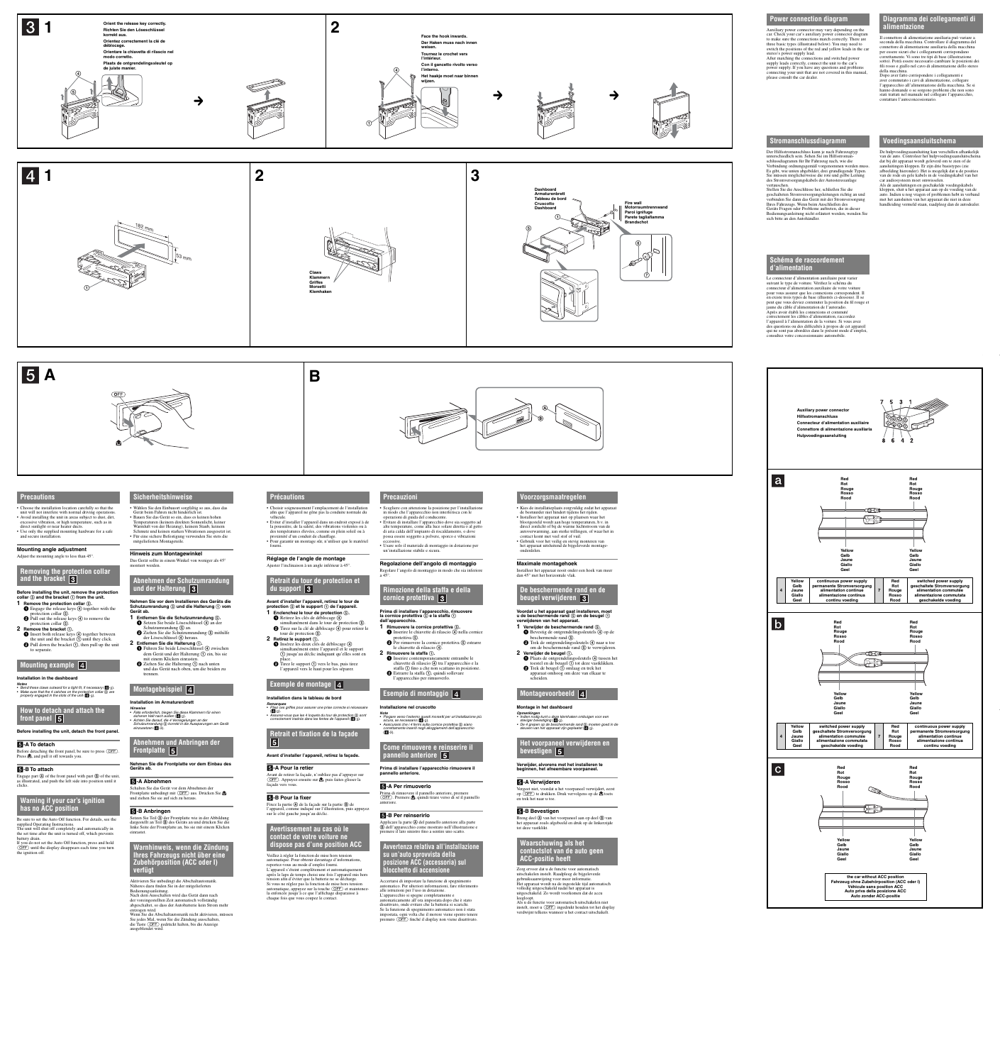## 3

### 1

Orient the release key correctly.
Richten Sie den Löseschlüssel korrekt aus.
Orientez correctement la clé de déblocage.
Orientare la chiavetta di rilascio nel modo corretto.
Plaats de ontgrendelingssleutel op de juiste manier.

### 2

Face the hook inwards.
Der Haken muss nach innen weisen.
Tournez le crochet vers l'intérieur.
Con il gancetto rivolto verso l'interno.
Het haakje moet naar binnen wijzen.

## 4

### 1

182 mm
53 mm

### 2

Claws
Klammern
Griffes
Morsetti
Klemhaken

### 3

Dashboard
Armaturenbrett
Tableau de bord
Cruscotto
Dashboard

Fire wall
Motorraumtrennwand
Paroi ignifuge
Parete tagliafiamma
Brandschot

## 5

### A

OFF

### B

## Power connection diagram

Auxiliary power connector may vary depending on the car. Check your car's auxiliary power connector diagram to make sure the connections match correctly. There are three basic types (illustrated below). You may need to switch the positions of the red and yellow leads in the car stereo's power supply lead.
After matching the connections and switched power supply leads correctly, connect the unit to the car's power supply. If you have any questions and problems connecting your unit that are not covered in this manual, please consult the car dealer.

## Diagramma dei collegamenti di alimentazione

Il connettore di alimentazione ausiliaria può variare a seconda della macchina. Controllare il diagramma del connettore di alimentazione ausiliaria della macchina per essere sicuri che i collegamenti corrispondano correttamente. Vi sono tre tipi di base (illustrazione sotto). Potrà essere necessario cambiare le posizioni dei fili rosso e giallo nel cavo di alimentazione dello stereo della macchina.
Dopo aver fatto corrispondere i collegamenti e aver commutato i cavi di alimentazione, collegare l'apparecchio all'alimentazione della macchina. Se si hanno domande o si sono problemi che non sono stati trattati nel manuale nel collegare l'apparecchio, contattare l'autoconcessionario.

## Stromanschlussdiagramm

Der Hilfsstromanschluss kann je nach Fahrzeugtyp unterschiedlich sein. Sehen Sie im Hilfsstromanschlussdiagramm für Ihr Fahrzeug nach, wie die Verbindung ordnungsgemäß vorgenommen werden muss. Es gibt, wie unten abgebildet, drei grundlegende Typen. Sie müssen möglicherweise die rote und gelbe Leitung des Stromversorgungskabels der Autostereoanlage vertauschen.
Stellen Sie die Anschlüsse her, schließen Sie die geschalteten Stromversorgungsleitungen richtig an und verbinden Sie dann das Gerät mit der Stromversorgung Ihres Fahrzeugs. Wenn beim Anschließen des Geräts Fragen oder Probleme auftreten, die in dieser Bedienungsanleitung nicht erläutert werden, wenden Sie sich bitte an den Autohändler.

## Voedingsaansluitschema

De hulpvoedingsaansluiting kan verschillen afhankelijk van de auto. Controleer het hulpvoedingsaansluitschema dat bij uw apparaat wordt geleverd om te zien of de aansluitingen kloppen. Er zijn drie basistypes (zie afbeelding hieronder). Het is mogelijk dat u de posities van de rode en gele kabels in de voedingskabel van het car audiosysteem moet omwisselen.
Als de aansluitingen en geschakelde voedingskabels kloppen, sluit u het apparaat aan op de voeding van de auto. Indien u nog vragen of problemen hebt in verband met het aansluiten van het apparaat die niet in deze handleiding worden besproken, raadpleeg dan de autodealer.

## Schéma de raccordement d'alimentation

Le connecteur d'alimentation auxiliaire peut varier suivant le type de voiture. Vérifiez le schéma du connecteur d'alimentation auxiliaire de votre voiture pour vous assurer que les connexions correspondent. Il en existe trois types de base (illustrés ci-dessous). Il se peut que vous deviez commuter la position du fil rouge et jaune du câble d'alimentation de l'autoradio.
Après avoir établi les connexions et commuté correctement les câbles d'alimentation, raccordez l'appareil à l'alimentation de la voiture. Si vous avez des questions ou des difficultés à propos de cet appareil qui ne sont pas abordées dans le présent mode d'emploi, consultez votre concessionnaire automobile.

Auxiliary power connector
Hilfsstromanschluss
Connecteur d'alimentation auxiliaire
Connettore di alimentazione ausiliaria
Hulpvoedingsaansluiting

7 5 3 1
8 6 4 2

### a

Red / Rot / Rouge / Rosso / Rood — Red / Rot / Rouge / Rosso / Rood
Yellow / Gelb / Jaune / Giallo / Geel — Yellow / Gelb / Jaune / Giallo / Geel

| | | | | |
|---|---|---|---|---|
| 4 | Yellow / Gelb / Jaune / Giallo / Geel | continuous power supply / permanente Stromversorgung / alimentation continue / alimentazione continua / continu voeding | 7 | Red / Rot / Rouge / Rosso / Rood | switched power supply / geschaltete Stromversorgung / alimentation commutée / alimentazione commutata / geschakelde voeding |

### b

Red / Rot / Rouge / Rosso / Rood — Red / Rot / Rouge / Rosso / Rood
Yellow / Gelb / Jaune / Giallo / Geel — Yellow / Gelb / Jaune / Giallo / Geel

| | | | | | |
|---|---|---|---|---|---|
| 4 | Yellow / Gelb / Jaune / Giallo / Geel | switched power supply / geschaltete Stromversorgung / alimentation commutée / alimentazione commutata / geschakelde voeding | 7 | Red / Rot / Rouge / Rosso / Rood | continuous power supply / permanente Stromversorgung / alimentation continue / alimentazione continua / continu voeding |

### c

Red / Rot / Rouge / Rosso / Rood — Red / Rot / Rouge / Rosso / Rood
Yellow / Gelb / Jaune / Giallo / Geel — Yellow / Gelb / Jaune / Giallo / Geel

the car without ACC position
Fahrzeug ohne Zubehörposition (ACC oder I)
Véhicule sans position ACC
Auto priva della posizione ACC
Auto zonder ACC-positie

## Precautions

- Choose the installation location carefully so that the unit will not interfere with normal driving operations.
- Avoid installing the unit in areas subject to dust, dirt, excessive vibration, or high temperature, such as in direct sunlight or near heater ducts.
- Use only the supplied mounting hardware for a safe and secure installation.

### Mounting angle adjustment

Adjust the mounting angle to less than 45°.

## Removing the protection collar and the bracket 3

**Before installing the unit, remove the protection collar ⑤ and the bracket ① from the unit.**

**1 Remove the protection collar ⑤.**
❶ Engage the release keys ④ together with the protection collar ⑤.
❷ Pull out the release keys ④ to remove the protection collar ⑤.

**2 Remove the bracket ①.**
❶ Insert both release keys ④ together between the unit and the bracket ① until they click.
❷ Pull down the bracket ①, then pull up the unit to separate.

## Mounting example 4

### Installation in the dashboard

*Notes*
- *Bend these claws outward for a tight fit, if necessary (4-2).*
- *Make sure that the 4 catches on the protection collar ⑤ are properly engaged in the slots of the unit (4-3).*

## How to detach and attach the front panel 5

**Before installing the unit, detach the front panel.**

### 5-A To detach

Before detaching the front panel, be sure to press (OFF). Press 🔓, and pull it off towards you.

### 5-B To attach

Engage part Ⓐ of the front panel with part Ⓑ of the unit, as illustrated, and push the left side into position until it clicks.

## Warning if your car's ignition has no ACC position

Be sure to set the Auto Off function. For details, see the supplied Operating Instructions.
The unit will shut off completely and automatically in the set time after the unit is turned off, which prevents battery drain.
If you do not set the Auto Off function, press and hold (OFF) until the display disappears each time you turn the ignition off.

## Sicherheitshinweise

- Wählen Sie den Einbauort sorgfältig so aus, dass das Gerät beim Fahren nicht hinderlich ist.
- Bauen Sie das Gerät so ein, dass es keinen hohen Temperaturen (keinem direkten Sonnenlicht, keiner Warmluft von der Heizung), keinem Staub, keinem Schmutz und keinen starken Vibrationen ausgesetzt ist.
- Für eine sichere Befestigung verwenden Sie stets die mitgelieferten Montageteile.

### Hinweis zum Montagewinkel

Das Gerät sollte in einem Winkel von weniger als 45° montiert werden.

## Abnehmen der Schutzumrandung und der Halterung 3

**Nehmen Sie vor dem Installieren des Geräts die Schutzumrandung ⑤ und die Halterung ① vom Gerät ab.**

**1 Entfernen Sie die Schutzumrandung ⑤.**
❶ Setzen Sie beide Löseschlüssel ④ an der Schutzumrandung ⑤ an.
❷ Ziehen Sie die Schutzumrandung ⑤ mithilfe der Löseschlüssel ④ heraus.

**2 Entfernen Sie die Halterung ①.**
❶ Führen Sie beide Löseschlüssel ④ zwischen dem Gerät und der Halterung ① ein, bis sie mit einem Klicken einrasten.
❷ Ziehen Sie die Halterung ① nach unten und das Gerät nach oben, um die beiden zu trennen.

## Montagebeispiel 4

### Installation im Armaturenbrett

*Hinweise*
- *Falls erforderlich, biegen Sie diese Klammern für einen sicheren Halt nach außen (4-2).*
- *Achten Sie darauf, die 4 Vorsprünge an der Schutzumrandung ⑤ korrekt in den Aussparungen am Gerät einzusetzen (4-3).*

## Abnehmen und Anbringen der Frontplatte 5

**Nehmen Sie die Frontplatte vor dem Einbau des Geräts ab.**

### 5-A Abnehmen

Schalten Sie das Gerät vor dem Abnehmen der Frontplatte unbedingt mit (OFF) aus. Drücken Sie 🔓 und ziehen Sie sie auf sich zu heraus.

### 5-B Anbringen

Setzen Sie Teil Ⓐ der Frontplatte wie in der Abbildung dargestellt an Teil Ⓑ des Geräts an und drücken Sie die linke Seite der Frontplatte an, bis sie mit einem Klicken einrastet.

## Warnhinweis, wenn die Zündung Ihres Fahrzeugs nicht über eine Zubehörposition (ACC oder I) verfügt

Aktivieren Sie unbedingt die Abschaltautomatik. Näheres dazu finden Sie in der mitgelieferten Bedienungsanleitung.
Nach dem Ausschalten wird das Gerät dann nach der voreingestellten Zeit automatisch vollständig abgeschaltet, so dass der Autobatterie kein Strom mehr entzogen wird.
Wenn Sie die Abschaltautomatik nicht aktivieren, müssen Sie jedes Mal, wenn Sie die Zündung ausschalten, die Taste (OFF) gedrückt halten, bis die Anzeige ausgeblendet wird.

## Précautions

- Choisir soigneusement l'emplacement de l'installation afin que l'appareil ne gêne pas la conduite normale du véhicule.
- Eviter d'installer l'appareil dans un endroit exposé à de la poussière, de la saleté, des vibrations violentes ou à des températures élevées, comme en plein soleil ou à proximité d'un conduit de chauffage.
- Pour garantir un montage sûr, n'utiliser que le matériel fourni.

### Réglage de l'angle de montage

Ajuster l'inclinaison à un angle inférieur à 45°.

## Retrait du tour de protection et du support 3

**Avant d'installer l'appareil, retirez le tour de protection ⑤ et le support ① de l'appareil.**

**1 Enclenchez le tour de protection ⑤.**
❶ Retirez les clés de déblocage ④ simultanément dans le tour de protection ⑤.
❷ Tirez sur la clé de déblocage ④ pour retirer le tour de protection ⑤.

**2 Retirez le support ①.**
❶ Insérez les deux clés de déblocage ④ simultanément entre l'appareil et le support ① jusqu'au déclic indiquant qu'elles sont en place.
❷ Tirez le support ① vers le bas, puis tirez l'appareil vers le haut pour les séparer.

## Exemple de montage 4

### Installation dans le tableau de bord

*Remarques*
- *Pliez ces griffes pour assurer une prise correcte si nécessaire (4-2).*
- *Assurez-vous que les 4 loquets du tour de protection ⑤ sont correctement insérés dans les fentes de l'appareil (4-3).*

## Retrait et fixation de la façade 5

**Avant d'installer l'appareil, retirez la façade.**

### 5-A Pour la retirer

Avant de retirer la façade, n'oubliez pas d'appuyer sur (OFF). Appuyez ensuite sur 🔓, puis faites glisser la façade vers vous.

### 5-B Pour la fixer

Fixez la partie Ⓐ de la façade sur la partie Ⓑ de l'appareil, comme indiqué sur l'illustration, puis appuyez sur le côté gauche jusqu'au déclic.

## Avertissement au cas où le contact de votre voiture ne dispose pas d'une position ACC

Veillez à régler la fonction de mise hors tension automatique. Pour obtenir davantage d'informations, reportez-vous au mode d'emploi fourni.
L'appareil s'éteint complètement et automatiquement après le laps de temps choisi une fois l'appareil mis hors tension afin d'éviter que la batterie ne se décharge.
Si vous ne réglez pas la fonction de mise hors tension automatique, appuyez sur la touche (OFF) et maintenez-la enfoncée jusqu'à ce que l'affichage disparaisse à chaque fois que vous coupez le contact.

## Precauzioni

- Scegliere con attenzione la posizione per l'installazione in modo che l'apparecchio non interferisca con le operazioni di guida del conducente.
- Evitare di installare l'apparecchio dove sia soggetto ad alte temperature, come alla luce solare diretta o al getto di aria calda dell'impianto di riscaldamento, o dove possa essere soggetto a polvere, sporco e vibrazioni eccessive.
- Usare solo il materiale di montaggio in dotazione per un'installazione stabile e sicura.

### Regolazione dell'angolo di montaggio

Regolare l'angolo di montaggio in modo che sia inferiore a 45°.

## Rimozione della staffa e della cornice protettiva 3

**Prima di installare l'apparecchio, rimuovere la cornice protettiva ⑤ e la staffa ① dall'apparecchio.**

**1 Rimuovere la cornice protettiva ⑤.**
❶ Inserire le chiavette di rilascio ④ nella cornice protettiva ⑤.
❷ Per rimuovere la cornice protettiva ⑤ estrarre le chiavette di rilascio ④.

**2 Rimuovere la staffa ①.**
❶ Inserire contemporaneamente entrambe le chiavette di rilascio ④ tra l'apparecchio e la staffa ① fino a che non scattano in posizione.
❷ Estrarre la staffa ①, quindi sollevare l'apparecchio per rimuoverlo.

## Esempio di montaggio 4

### Installazione nel cruscotto

*Note*
- *Piegare verso l'esterno questi morsetti per un'installazione più sicura, se necessario (4-2).*
- *Assicurarsi che i 4 fermi sulla cornice protettiva ⑤ siano correttamente inseriti negli alloggiamenti dell'apparecchio (4-3).*

## Come rimuovere e reinserire il pannello anteriore 5

**Prima di installare l'apparecchio rimuovere il pannello anteriore.**

### 5-A Per rimuoverlo

Prima di rimuovere il pannello anteriore, premere (OFF). Premere 🔓, quindi tirare verso di sé il pannello anteriore.

### 5-B Per reinserirlo

Applicare la parte Ⓐ del pannello anteriore alla parte Ⓑ dell'apparecchio come mostrato nell'illustrazione e premere il lato sinistro fino a sentire uno scatto.

## Avvertenza relativa all'installazione su un'auto sprovvista della posizione ACC (accessoria) sul blocchetto di accensione

Accertarsi di impostare la funzione di spegnimento automatico. Per ulteriori informazioni, fare riferimento alle istruzioni per l'uso in dotazione.
L'apparecchio si spegne completamente e automaticamente all'ora impostata dopo che è stato disattivato, onde evitare che la batteria si scarichi.
Se la funzione di spegnimento automatico non è stata impostata, ogni volta che il motore viene spento tenere premuto (OFF) finché il display non viene disattivato.

## Voorzorgsmaatregelen

- Kies de installatieplaats zorgvuldig zodat het apparaat de bestuurder niet hindert tijdens het rijden.
- Installeer het apparaat niet op plaatsen waar het blootgesteld wordt aan hoge temperaturen, b.v. in direct zonlicht of bij de warme luchtstroom van de autoverwarming, aan sterke trillingen, of waar het in contact komt met veel stof of vuil.
- Gebruik voor het veilig en stevig monteren van het apparaat uitsluitend de bijgeleverde montage-onderdelen.

### Maximale montagehoek

Installeer het apparaat nooit onder een hoek van meer dan 45° met het horizontale vlak.

## De beschermende rand en de beugel verwijderen 3

**Voordat u het apparaat gaat installeren, moet u de beschermende rand ⑤ en de beugel ① verwijderen van het apparaat.**

**1 Verwijder de beschermende rand ⑤.**
❶ Bevestig de ontgrendelingssleutels ④ op de beschermende rand ⑤.
❷ Trek de ontgrendelingssleutels ④ naar u toe om de beschermende rand ⑤ te verwijderen.

**2 Verwijder de beugel ①.**
❶ Plaats de ontgrendelingssleutels ④ tussen het toestel en de beugel ① tot deze vastklikken.
❷ Trek de beugel ① omlaag en trek het apparaat omhoog om deze van elkaar te scheiden.

## Montagevoorbeeld 4

### Montage in het dashboard

*Opmerkingen*
- *Indien nodig kunt u deze klemhaken ombuigen voor een stevige bevestiging (4-2).*
- *De 4 grepen op de beschermende rand ⑤ moeten goed in de sleuven van het apparaat zijn geplaatst (4-3).*

## Het voorpaneel verwijderen en bevestigen 5

**Verwijder, alvorens met het installeren te beginnen, het afneembare voorpaneel.**

### 5-A Verwijderen

Vergeet niet, voordat u het voorpaneel verwijdert, eerst op (OFF) te drukken. Druk vervolgens op de 🔓 toets en trek het naar u toe.

### 5-B Bevestigen

Breng deel Ⓐ van het voorpaneel aan op deel Ⓑ van het apparaat zoals afgebeeld en druk op de linkerzijde tot deze vastklikt.

## Waarschuwing als het contactslot van de auto geen ACC-positie heeft

Zorg ervoor dat u de functie voor automatisch uitschakelen instelt. Raadpleeg de bijgeleverde gebruiksaanwijzing voor meer informatie.
Het apparaat wordt na de ingestelde tijd automatisch volledig uitgeschakeld nadat het apparaat is uitgeschakeld. Zo wordt voorkomen dat de accu leegloopt.
Als u de functie voor automatisch uitschakelen niet instelt, moet u (OFF) ingedrukt houden tot het display verdwijnt telkens wanneer u het contact uitschakelt.